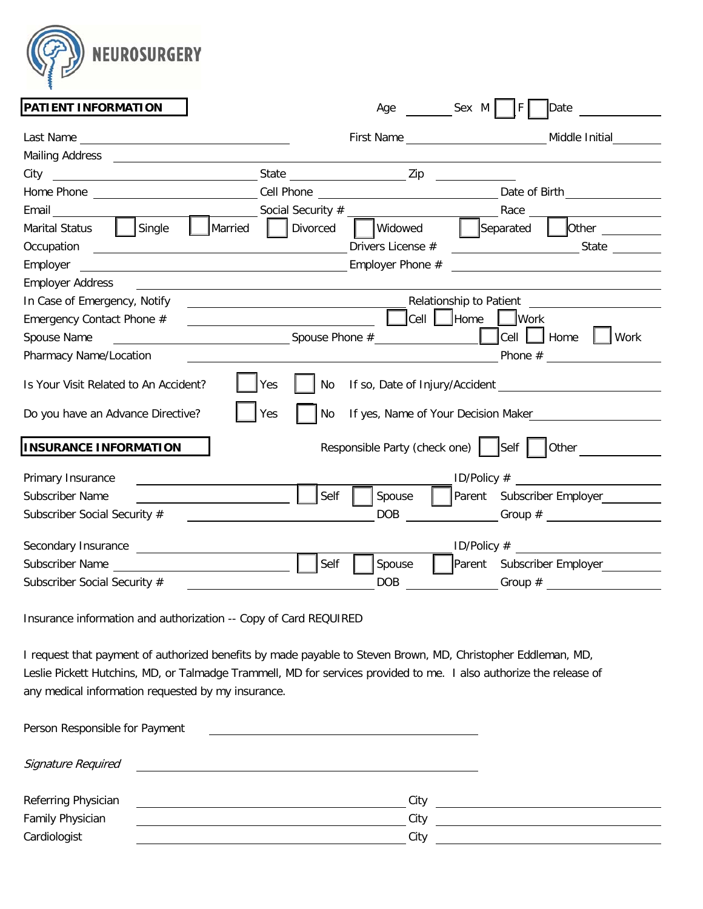# NEUROSURGERY

## PATIENT INFORMATION

Age ________ Sex M ☐ F ☐ Date ____________

Last Name ______________________ First Name ______________________ Middle Initial ________

Mailing Address ______________________________________________

City ______________________ State ____________ Zip ____________

Home Phone ______________ Cell Phone ______________ Date of Birth ______________

Email ______________ Social Security # ______________ Race ______________

Marital Status ☐ Single ☐ Married ☐ Divorced ☐ Widowed ☐ Separated ☐ Other ________

Occupation ______________________ Drivers License # ______________ State ________

Employer ______________________ Employer Phone # ______________

Employer Address ______________________________________________

In Case of Emergency, Notify ______________________ Relationship to Patient ______________

Emergency Contact Phone # ______________ ☐ Cell ☐ Home ☐ Work

Spouse Name ______________ Spouse Phone # ______________ ☐ Cell ☐ Home ☐ Work

Pharmacy Name/Location ______________________ Phone # ______________

Is Your Visit Related to An Accident? ☐ Yes ☐ No If so, Date of Injury/Accident ______________

Do you have an Advance Directive? ☐ Yes ☐ No If yes, Name of Your Decision Maker ______________

## INSURANCE INFORMATION

Responsible Party (check one) ☐ Self ☐ Other ____________

Primary Insurance ______________________ ID/Policy # ______________

Subscriber Name ______________ ☐ Self ☐ Spouse ☐ Parent Subscriber Employer ____________

Subscriber Social Security # ______________ DOB ______________ Group # ______________

Secondary Insurance ______________________ ID/Policy # ______________

Subscriber Name ______________ ☐ Self ☐ Spouse ☐ Parent Subscriber Employer ____________

Subscriber Social Security # ______________ DOB ______________ Group # ______________

Insurance information and authorization -- Copy of Card REQUIRED

I request that payment of authorized benefits by made payable to Steven Brown, MD, Christopher Eddleman, MD, Leslie Pickett Hutchins, MD, or Talmadge Trammell, MD for services provided to me. I also authorize the release of any medical information requested by my insurance.

Person Responsible for Payment ______________________________

*Signature Required* ______________________________

Referring Physician ______________________ City ______________

Family Physician ______________________ City ______________

Cardiologist ______________________ City ______________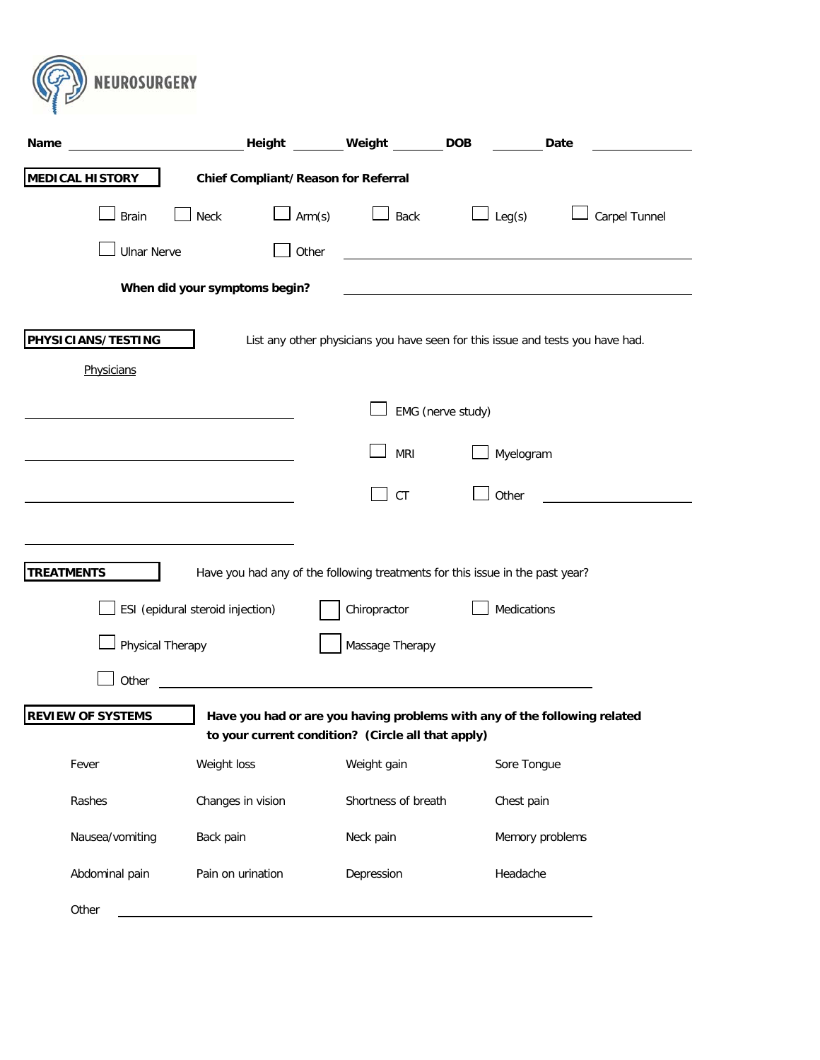NEUROSURGERY

**Name** ______________________ **Height** ________ **Weight** ________ **DOB** ________ **Date** ______________

## MEDICAL HISTORY

**Chief Compliant/Reason for Referral**

- ☐ Brain
- ☐ Neck
- ☐ Arm(s)
- ☐ Back
- ☐ Leg(s)
- ☐ Carpel Tunnel
- ☐ Ulnar Nerve
- ☐ Other ______________________________

**When did your symptoms begin?** ______________________________

## PHYSICIANS/TESTING

List any other physicians you have seen for this issue and tests you have had.

Physicians

______________________________

______________________________

______________________________

______________________________

- ☐ EMG (nerve study)
- ☐ MRI
- ☐ Myelogram
- ☐ CT
- ☐ Other ______________

## TREATMENTS

Have you had any of the following treatments for this issue in the past year?

- ☐ ESI (epidural steroid injection)
- ☐ Chiropractor
- ☐ Medications
- ☐ Physical Therapy
- ☐ Massage Therapy
- ☐ Other ______________________________

## REVIEW OF SYSTEMS

**Have you had or are you having problems with any of the following related to your current condition? (Circle all that apply)**

| | | | |
|---|---|---|---|
| Fever | Weight loss | Weight gain | Sore Tongue |
| Rashes | Changes in vision | Shortness of breath | Chest pain |
| Nausea/vomiting | Back pain | Neck pain | Memory problems |
| Abdominal pain | Pain on urination | Depression | Headache |

Other ______________________________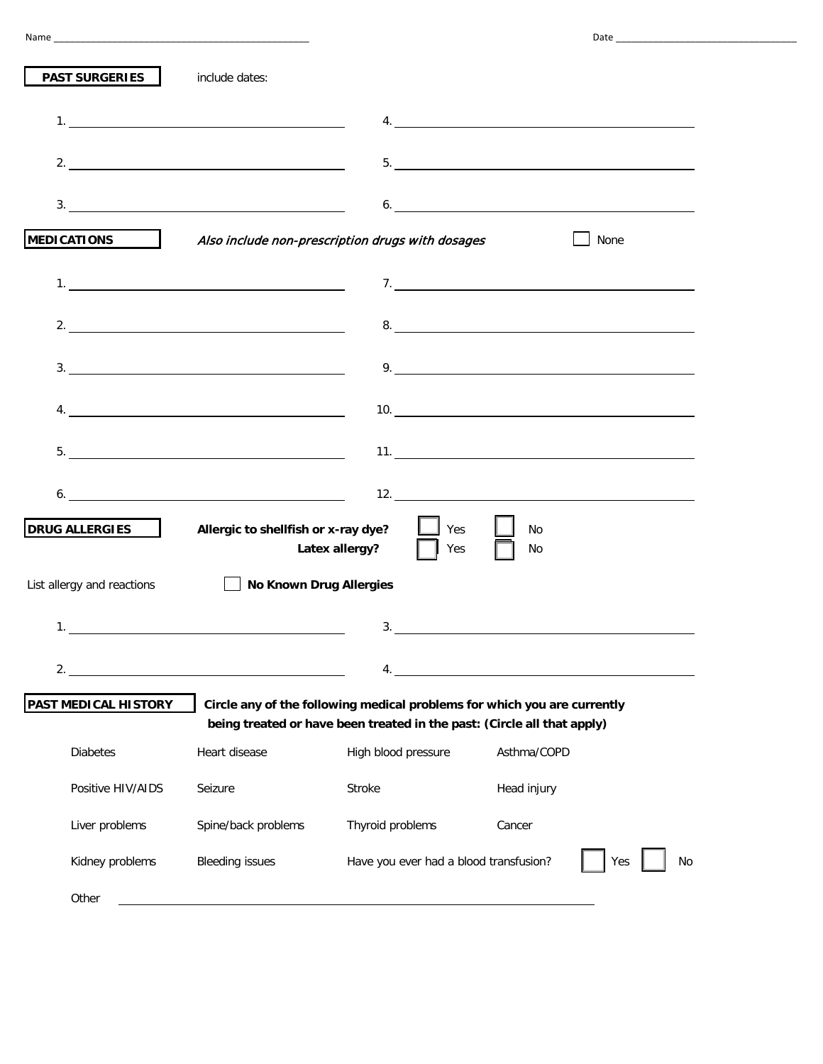Name ______________________________________________ Date ________________________________

**PAST SURGERIES** include dates:

1. ______________________________
2. ______________________________
3. ______________________________
4. ______________________________
5. ______________________________
6. ______________________________

**MEDICATIONS** *Also include non-prescription drugs with dosages* ☐ None

1. ______________________________
2. ______________________________
3. ______________________________
4. ______________________________
5. ______________________________
6. ______________________________
7. ______________________________
8. ______________________________
9. ______________________________
10. ______________________________
11. ______________________________
12. ______________________________

**DRUG ALLERGIES**

**Allergic to shellfish or x-ray dye?** ☐ Yes ☐ No

**Latex allergy?** ☐ Yes ☐ No

List allergy and reactions ☐ **No Known Drug Allergies**

1. ______________________________
2. ______________________________
3. ______________________________
4. ______________________________

**PAST MEDICAL HISTORY** **Circle any of the following medical problems for which you are currently being treated or have been treated in the past: (Circle all that apply)**

| | | | |
|---|---|---|---|
| Diabetes | Heart disease | High blood pressure | Asthma/COPD |
| Positive HIV/AIDS | Seizure | Stroke | Head injury |
| Liver problems | Spine/back problems | Thyroid problems | Cancer |
| Kidney problems | Bleeding issues | Have you ever had a blood transfusion? ☐ Yes ☐ No | |

Other ______________________________________________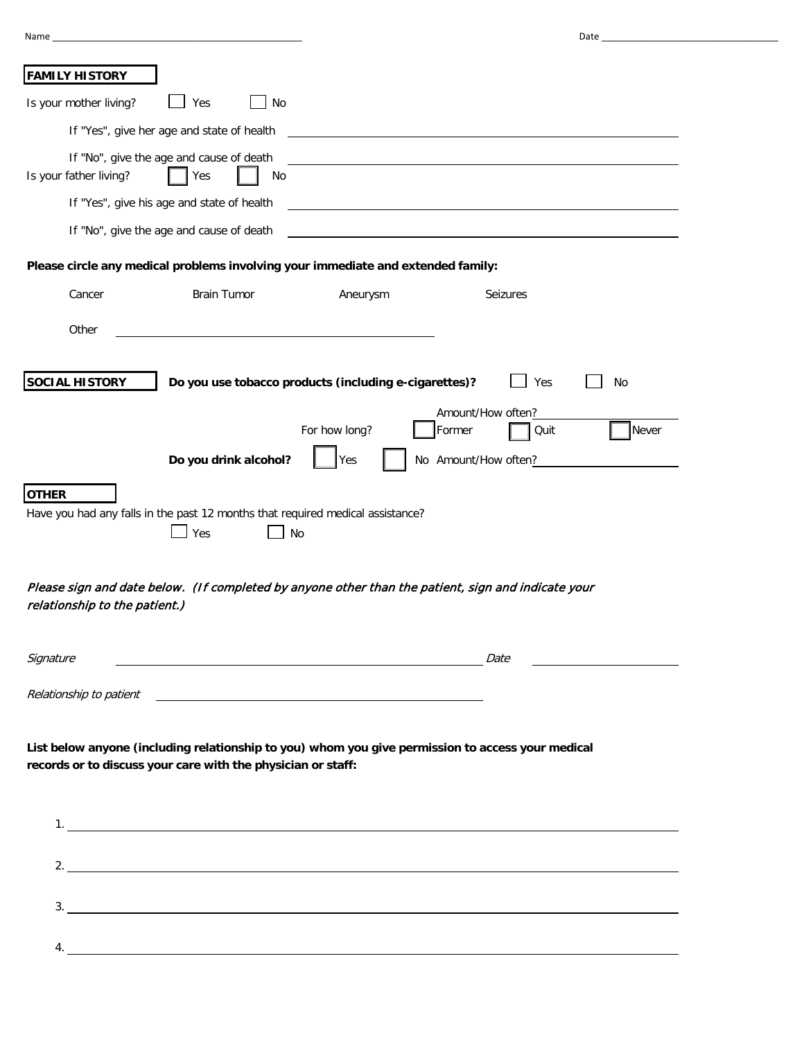Name ______________________________________________ Date ________________________________

## FAMILY HISTORY

Is your mother living? ☐ Yes ☐ No

If "Yes", give her age and state of health ______________________________________________

If "No", give the age and cause of death ______________________________________________

Is your father living? ☐ Yes ☐ No

If "Yes", give his age and state of health ______________________________________________

If "No", give the age and cause of death ______________________________________________

**Please circle any medical problems involving your immediate and extended family:**

Cancer Brain Tumor Aneurysm Seizures

Other ______________________________________

## SOCIAL HISTORY

**Do you use tobacco products (including e-cigarettes)?** ☐ Yes ☐ No

Amount/How often? ______________

For how long? ☐ Former ☐ Quit ☐ Never

**Do you drink alcohol?** ☐ Yes ☐ No Amount/How often? ______________

## OTHER

Have you had any falls in the past 12 months that required medical assistance?

☐ Yes ☐ No

*Please sign and date below. (If completed by anyone other than the patient, sign and indicate your relationship to the patient.)*

*Signature* ______________________________________________ *Date* ____________________

*Relationship to patient* ______________________________________________

**List below anyone (including relationship to you) whom you give permission to access your medical records or to discuss your care with the physician or staff:**

1. ______________________________________________________________________________

2. ______________________________________________________________________________

3. ______________________________________________________________________________

4. ______________________________________________________________________________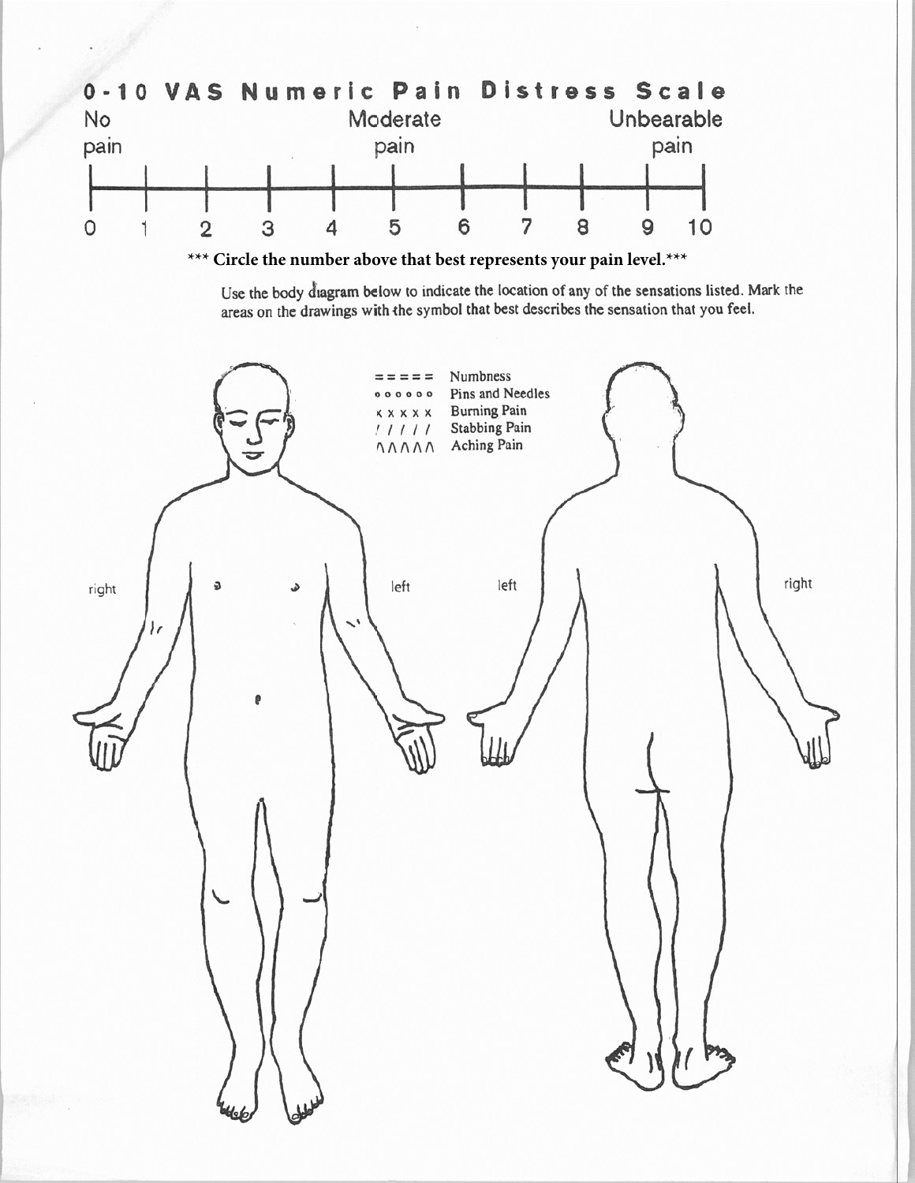# 0-10 VAS Numeric Pain Distress Scale

| No pain | | | | | Moderate pain | | | | | Unbearable pain |
|---|---|---|---|---|---|---|---|---|---|---|
| 0 | 1 | 2 | 3 | 4 | 5 | 6 | 7 | 8 | 9 | 10 |

**\*\*\* Circle the number above that best represents your pain level.\*\*\***

Use the body diagram below to indicate the location of any of the sensations listed. Mark the areas on the drawings with the symbol that best describes the sensation that you feel.

| Symbol | Sensation |
|---|---|
| = = = = = | Numbness |
| o o o o o o | Pins and Needles |
| x x x x x | Burning Pain |
| / / / / / | Stabbing Pain |
| ΛΛΛΛΛ | Aching Pain |

right — left (front view)

left — right (back view)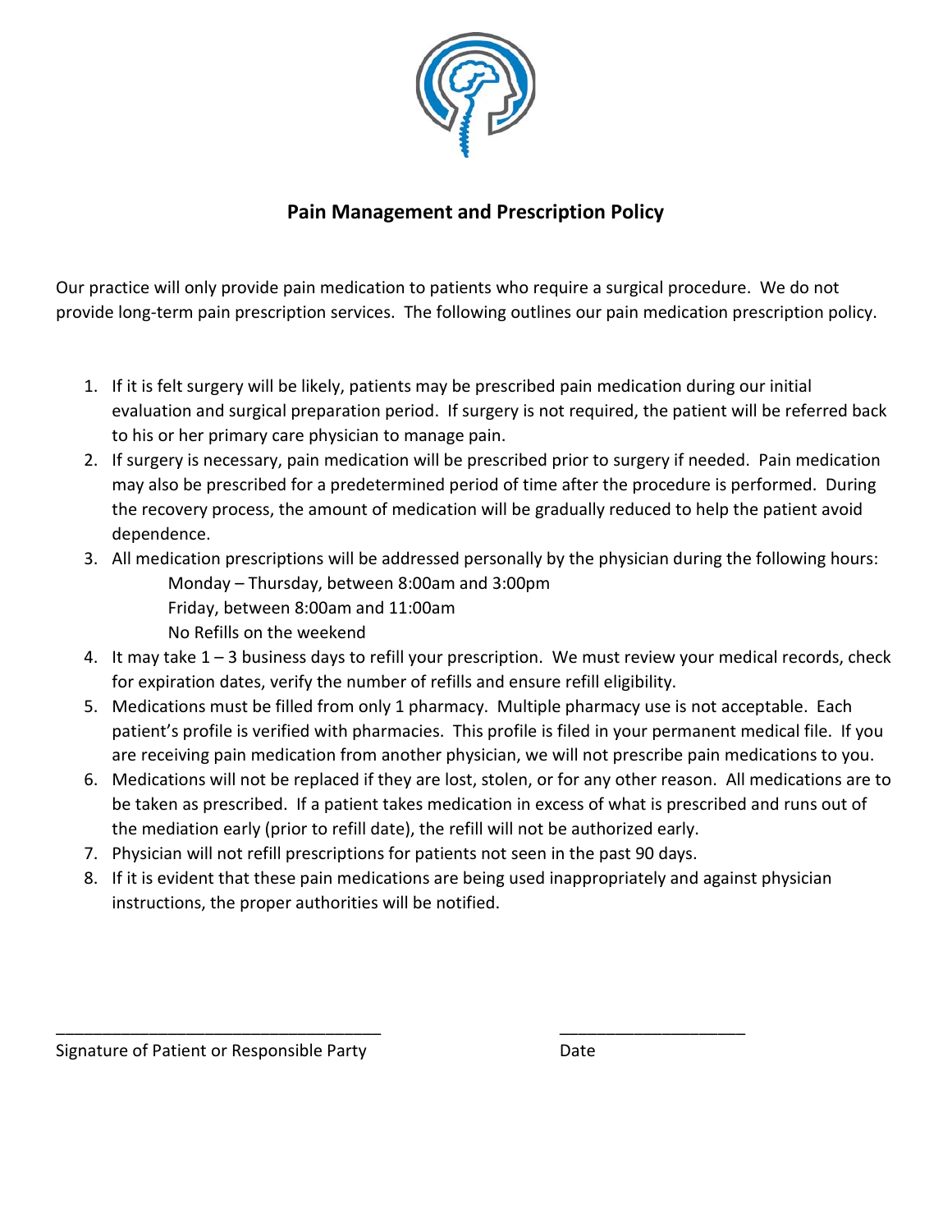## Pain Management and Prescription Policy

Our practice will only provide pain medication to patients who require a surgical procedure. We do not provide long-term pain prescription services. The following outlines our pain medication prescription policy.

1. If it is felt surgery will be likely, patients may be prescribed pain medication during our initial evaluation and surgical preparation period. If surgery is not required, the patient will be referred back to his or her primary care physician to manage pain.
2. If surgery is necessary, pain medication will be prescribed prior to surgery if needed. Pain medication may also be prescribed for a predetermined period of time after the procedure is performed. During the recovery process, the amount of medication will be gradually reduced to help the patient avoid dependence.
3. All medication prescriptions will be addressed personally by the physician during the following hours:
   - Monday – Thursday, between 8:00am and 3:00pm
   - Friday, between 8:00am and 11:00am
   - No Refills on the weekend
4. It may take 1 – 3 business days to refill your prescription. We must review your medical records, check for expiration dates, verify the number of refills and ensure refill eligibility.
5. Medications must be filled from only 1 pharmacy. Multiple pharmacy use is not acceptable. Each patient's profile is verified with pharmacies. This profile is filed in your permanent medical file. If you are receiving pain medication from another physician, we will not prescribe pain medications to you.
6. Medications will not be replaced if they are lost, stolen, or for any other reason. All medications are to be taken as prescribed. If a patient takes medication in excess of what is prescribed and runs out of the mediation early (prior to refill date), the refill will not be authorized early.
7. Physician will not refill prescriptions for patients not seen in the past 90 days.
8. If it is evident that these pain medications are being used inappropriately and against physician instructions, the proper authorities will be notified.

\_\_\_\_\_\_\_\_\_\_\_\_\_\_\_\_\_\_\_\_\_\_\_\_\_\_\_\_\_\_\_\_\_\_\_\_ \_\_\_\_\_\_\_\_\_\_\_\_\_\_\_\_\_\_\_\_

Signature of Patient or Responsible Party Date